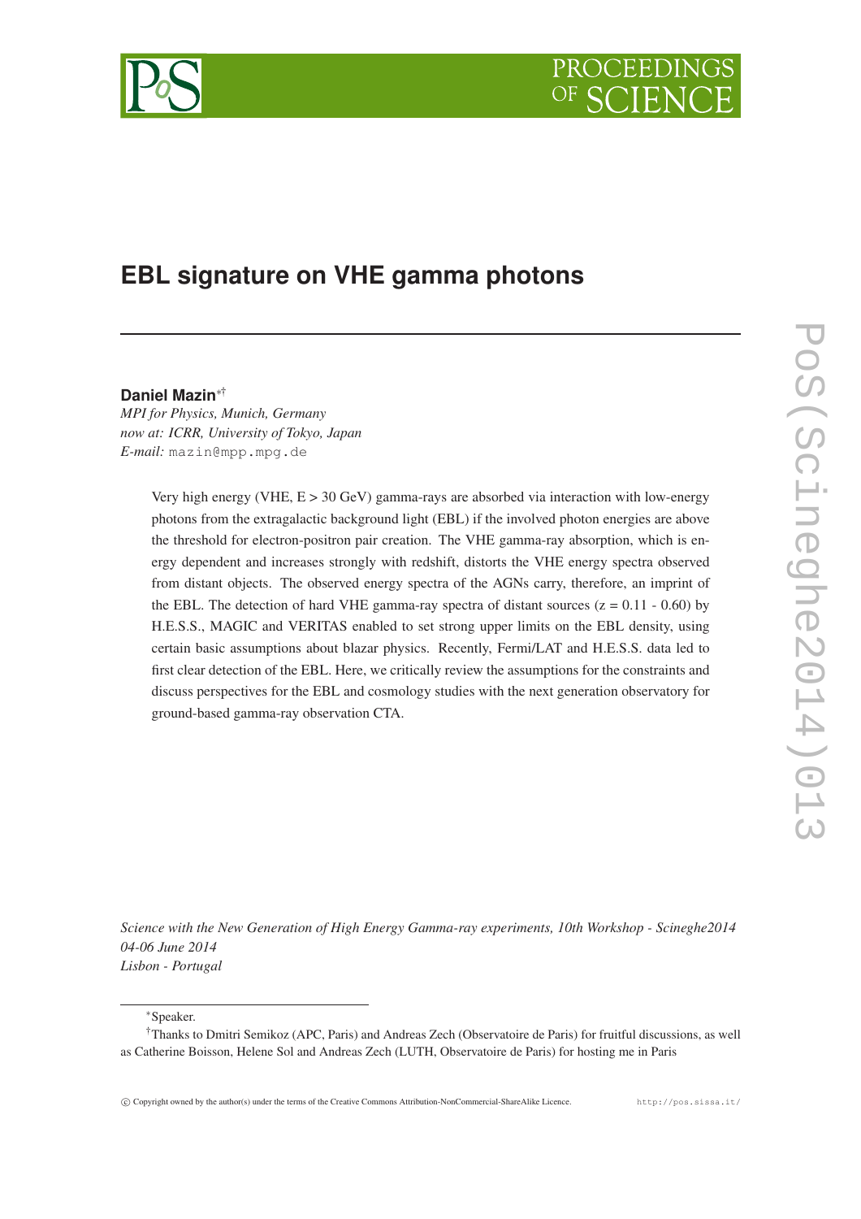# EBL signature on VHE gamma photons

**Daniel Mazin**[*†]

*MPI for Physics, Munich, Germany*
*now at: ICRR, University of Tokyo, Japan*
*E-mail:* mazin@mpp.mpg.de

Very high energy (VHE, E > 30 GeV) gamma-rays are absorbed via interaction with low-energy photons from the extragalactic background light (EBL) if the involved photon energies are above the threshold for electron-positron pair creation. The VHE gamma-ray absorption, which is energy dependent and increases strongly with redshift, distorts the VHE energy spectra observed from distant objects. The observed energy spectra of the AGNs carry, therefore, an imprint of the EBL. The detection of hard VHE gamma-ray spectra of distant sources (z = 0.11 - 0.60) by H.E.S.S., MAGIC and VERITAS enabled to set strong upper limits on the EBL density, using certain basic assumptions about blazar physics. Recently, Fermi/LAT and H.E.S.S. data led to first clear detection of the EBL. Here, we critically review the assumptions for the constraints and discuss perspectives for the EBL and cosmology studies with the next generation observatory for ground-based gamma-ray observation CTA.

*Science with the New Generation of High Energy Gamma-ray experiments, 10th Workshop - Scineghe2014*
*04-06 June 2014*
*Lisbon - Portugal*

[*] Speaker.

[†] Thanks to Dmitri Semikoz (APC, Paris) and Andreas Zech (Observatoire de Paris) for fruitful discussions, as well as Catherine Boisson, Helene Sol and Andreas Zech (LUTH, Observatoire de Paris) for hosting me in Paris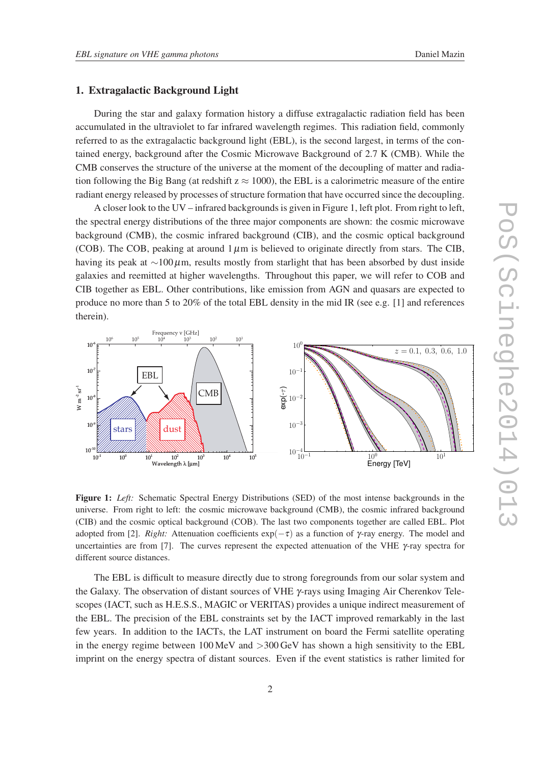## 1. Extragalactic Background Light

During the star and galaxy formation history a diffuse extragalactic radiation field has been accumulated in the ultraviolet to far infrared wavelength regimes. This radiation field, commonly referred to as the extragalactic background light (EBL), is the second largest, in terms of the contained energy, background after the Cosmic Microwave Background of 2.7 K (CMB). While the CMB conserves the structure of the universe at the moment of the decoupling of matter and radiation following the Big Bang (at redshift $z \approx 1000$), the EBL is a calorimetric measure of the entire radiant energy released by processes of structure formation that have occurred since the decoupling.

A closer look to the UV – infrared backgrounds is given in Figure 1, left plot. From right to left, the spectral energy distributions of the three major components are shown: the cosmic microwave background (CMB), the cosmic infrared background (CIB), and the cosmic optical background (COB). The COB, peaking at around $1\,\mu$m is believed to originate directly from stars. The CIB, having its peak at $\sim$100$\,\mu$m, results mostly from starlight that has been absorbed by dust inside galaxies and reemitted at higher wavelengths. Throughout this paper, we will refer to COB and CIB together as EBL. Other contributions, like emission from AGN and quasars are expected to produce no more than 5 to 20% of the total EBL density in the mid IR (see e.g. [1] and references therein).

**Figure 1:** *Left:* Schematic Spectral Energy Distributions (SED) of the most intense backgrounds in the universe. From right to left: the cosmic microwave background (CMB), the cosmic infrared background (CIB) and the cosmic optical background (COB). The last two components together are called EBL. Plot adopted from [2]. *Right:* Attenuation coefficients $\exp(-\tau)$ as a function of $\gamma$-ray energy. The model and uncertainties are from [7]. The curves represent the expected attenuation of the VHE $\gamma$-ray spectra for different source distances.

The EBL is difficult to measure directly due to strong foregrounds from our solar system and the Galaxy. The observation of distant sources of VHE $\gamma$-rays using Imaging Air Cherenkov Telescopes (IACT, such as H.E.S.S., MAGIC or VERITAS) provides a unique indirect measurement of the EBL. The precision of the EBL constraints set by the IACT improved remarkably in the last few years. In addition to the IACTs, the LAT instrument on board the Fermi satellite operating in the energy regime between 100 MeV and >300 GeV has shown a high sensitivity to the EBL imprint on the energy spectra of distant sources. Even if the event statistics is rather limited for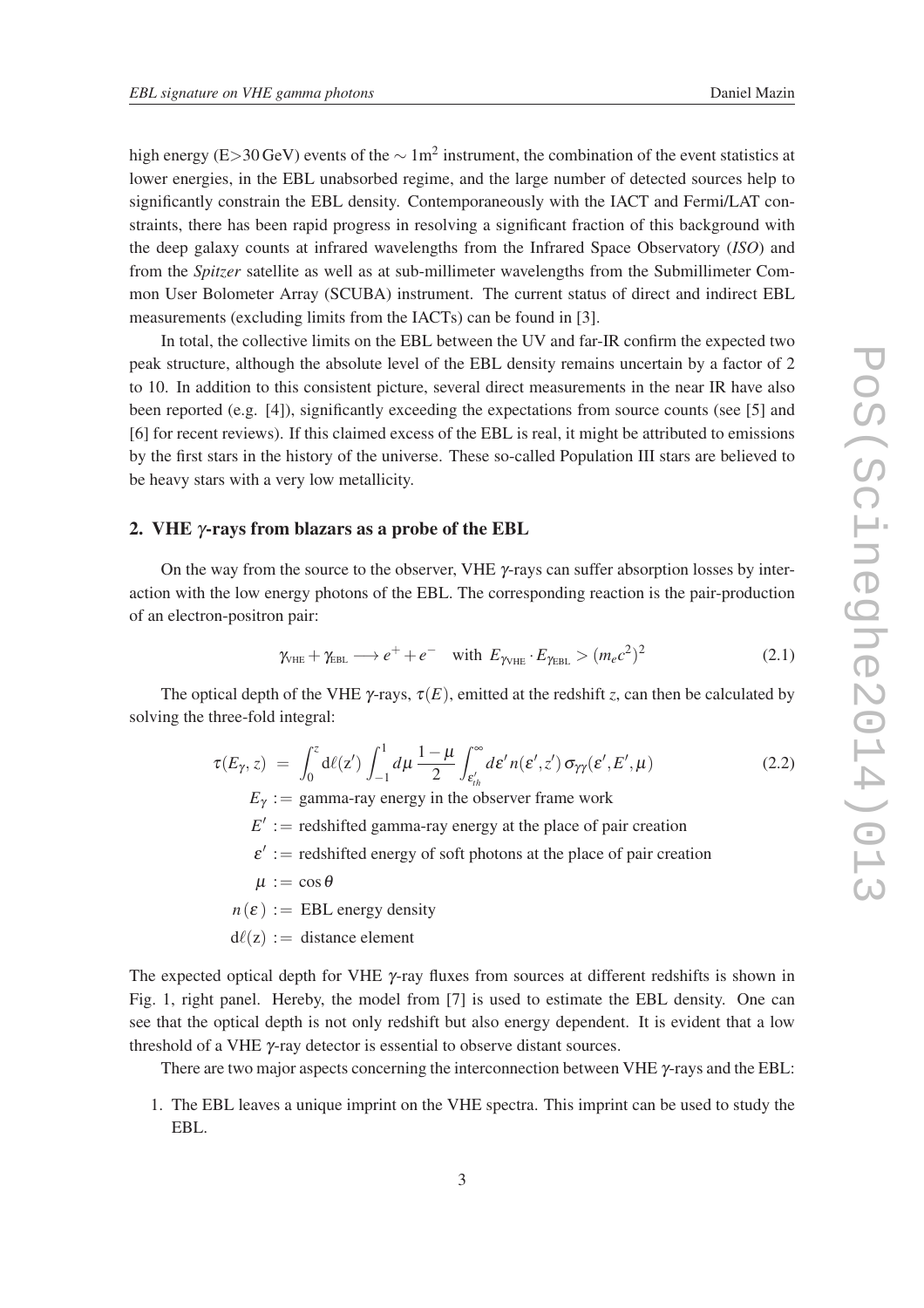high energy (E>30 GeV) events of the $\sim 1\mathrm{m}^2$ instrument, the combination of the event statistics at lower energies, in the EBL unabsorbed regime, and the large number of detected sources help to significantly constrain the EBL density. Contemporaneously with the IACT and Fermi/LAT constraints, there has been rapid progress in resolving a significant fraction of this background with the deep galaxy counts at infrared wavelengths from the Infrared Space Observatory (*ISO*) and from the *Spitzer* satellite as well as at sub-millimeter wavelengths from the Submillimeter Common User Bolometer Array (SCUBA) instrument. The current status of direct and indirect EBL measurements (excluding limits from the IACTs) can be found in [3].

In total, the collective limits on the EBL between the UV and far-IR confirm the expected two peak structure, although the absolute level of the EBL density remains uncertain by a factor of 2 to 10. In addition to this consistent picture, several direct measurements in the near IR have also been reported (e.g. [4]), significantly exceeding the expectations from source counts (see [5] and [6] for recent reviews). If this claimed excess of the EBL is real, it might be attributed to emissions by the first stars in the history of the universe. These so-called Population III stars are believed to be heavy stars with a very low metallicity.

## 2. VHE $\gamma$-rays from blazars as a probe of the EBL

On the way from the source to the observer, VHE $\gamma$-rays can suffer absorption losses by interaction with the low energy photons of the EBL. The corresponding reaction is the pair-production of an electron-positron pair:

$$\gamma_{\mathrm{VHE}} + \gamma_{\mathrm{EBL}} \longrightarrow e^+ + e^- \quad \text{with } E_{\gamma_{\mathrm{VHE}}} \cdot E_{\gamma_{\mathrm{EBL}}} > (m_e c^2)^2 \tag{2.1}$$

The optical depth of the VHE $\gamma$-rays, $\tau(E)$, emitted at the redshift $z$, can then be calculated by solving the three-fold integral:

$$\tau(E_\gamma, z) \;=\; \int_0^z \mathrm{d}\ell(\mathrm{z}') \int_{-1}^{1} d\mu \, \frac{1-\mu}{2} \int_{\varepsilon'_{th}}^{\infty} d\varepsilon' \, n(\varepsilon', z') \, \sigma_{\gamma\gamma}(\varepsilon', E', \mu) \tag{2.2}$$

$E_\gamma :=$ gamma-ray energy in the observer frame work

$E' :=$ redshifted gamma-ray energy at the place of pair creation

$\varepsilon' :=$ redshifted energy of soft photons at the place of pair creation

$\mu := \cos\theta$

$n(\varepsilon) :=$ EBL energy density

$\mathrm{d}\ell(\mathrm{z}) :=$ distance element

The expected optical depth for VHE $\gamma$-ray fluxes from sources at different redshifts is shown in Fig. 1, right panel. Hereby, the model from [7] is used to estimate the EBL density. One can see that the optical depth is not only redshift but also energy dependent. It is evident that a low threshold of a VHE $\gamma$-ray detector is essential to observe distant sources.

There are two major aspects concerning the interconnection between VHE $\gamma$-rays and the EBL:

1. The EBL leaves a unique imprint on the VHE spectra. This imprint can be used to study the EBL.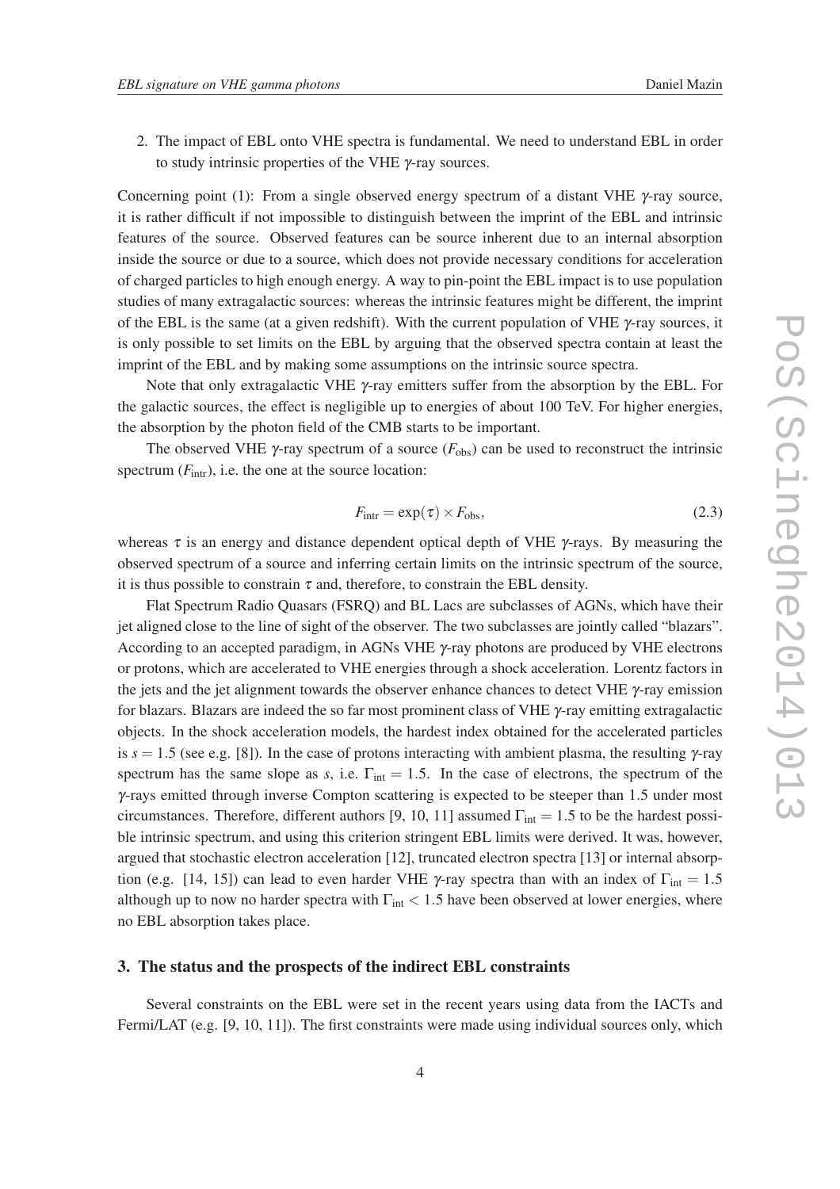2. The impact of EBL onto VHE spectra is fundamental. We need to understand EBL in order to study intrinsic properties of the VHE $\gamma$-ray sources.

Concerning point (1): From a single observed energy spectrum of a distant VHE $\gamma$-ray source, it is rather difficult if not impossible to distinguish between the imprint of the EBL and intrinsic features of the source. Observed features can be source inherent due to an internal absorption inside the source or due to a source, which does not provide necessary conditions for acceleration of charged particles to high enough energy. A way to pin-point the EBL impact is to use population studies of many extragalactic sources: whereas the intrinsic features might be different, the imprint of the EBL is the same (at a given redshift). With the current population of VHE $\gamma$-ray sources, it is only possible to set limits on the EBL by arguing that the observed spectra contain at least the imprint of the EBL and by making some assumptions on the intrinsic source spectra.

Note that only extragalactic VHE $\gamma$-ray emitters suffer from the absorption by the EBL. For the galactic sources, the effect is negligible up to energies of about 100 TeV. For higher energies, the absorption by the photon field of the CMB starts to be important.

The observed VHE $\gamma$-ray spectrum of a source ($F_{\mathrm{obs}}$) can be used to reconstruct the intrinsic spectrum ($F_{\mathrm{intr}}$), i.e. the one at the source location:

$$F_{\mathrm{intr}} = \exp(\tau) \times F_{\mathrm{obs}}, \tag{2.3}$$

whereas $\tau$ is an energy and distance dependent optical depth of VHE $\gamma$-rays. By measuring the observed spectrum of a source and inferring certain limits on the intrinsic spectrum of the source, it is thus possible to constrain $\tau$ and, therefore, to constrain the EBL density.

Flat Spectrum Radio Quasars (FSRQ) and BL Lacs are subclasses of AGNs, which have their jet aligned close to the line of sight of the observer. The two subclasses are jointly called "blazars". According to an accepted paradigm, in AGNs VHE $\gamma$-ray photons are produced by VHE electrons or protons, which are accelerated to VHE energies through a shock acceleration. Lorentz factors in the jets and the jet alignment towards the observer enhance chances to detect VHE $\gamma$-ray emission for blazars. Blazars are indeed the so far most prominent class of VHE $\gamma$-ray emitting extragalactic objects. In the shock acceleration models, the hardest index obtained for the accelerated particles is $s = 1.5$ (see e.g. [8]). In the case of protons interacting with ambient plasma, the resulting $\gamma$-ray spectrum has the same slope as $s$, i.e. $\Gamma_{\mathrm{int}} = 1.5$. In the case of electrons, the spectrum of the $\gamma$-rays emitted through inverse Compton scattering is expected to be steeper than 1.5 under most circumstances. Therefore, different authors [9, 10, 11] assumed $\Gamma_{\mathrm{int}} = 1.5$ to be the hardest possible intrinsic spectrum, and using this criterion stringent EBL limits were derived. It was, however, argued that stochastic electron acceleration [12], truncated electron spectra [13] or internal absorption (e.g. [14, 15]) can lead to even harder VHE $\gamma$-ray spectra than with an index of $\Gamma_{\mathrm{int}} = 1.5$ although up to now no harder spectra with $\Gamma_{\mathrm{int}} < 1.5$ have been observed at lower energies, where no EBL absorption takes place.

## 3. The status and the prospects of the indirect EBL constraints

Several constraints on the EBL were set in the recent years using data from the IACTs and Fermi/LAT (e.g. [9, 10, 11]). The first constraints were made using individual sources only, which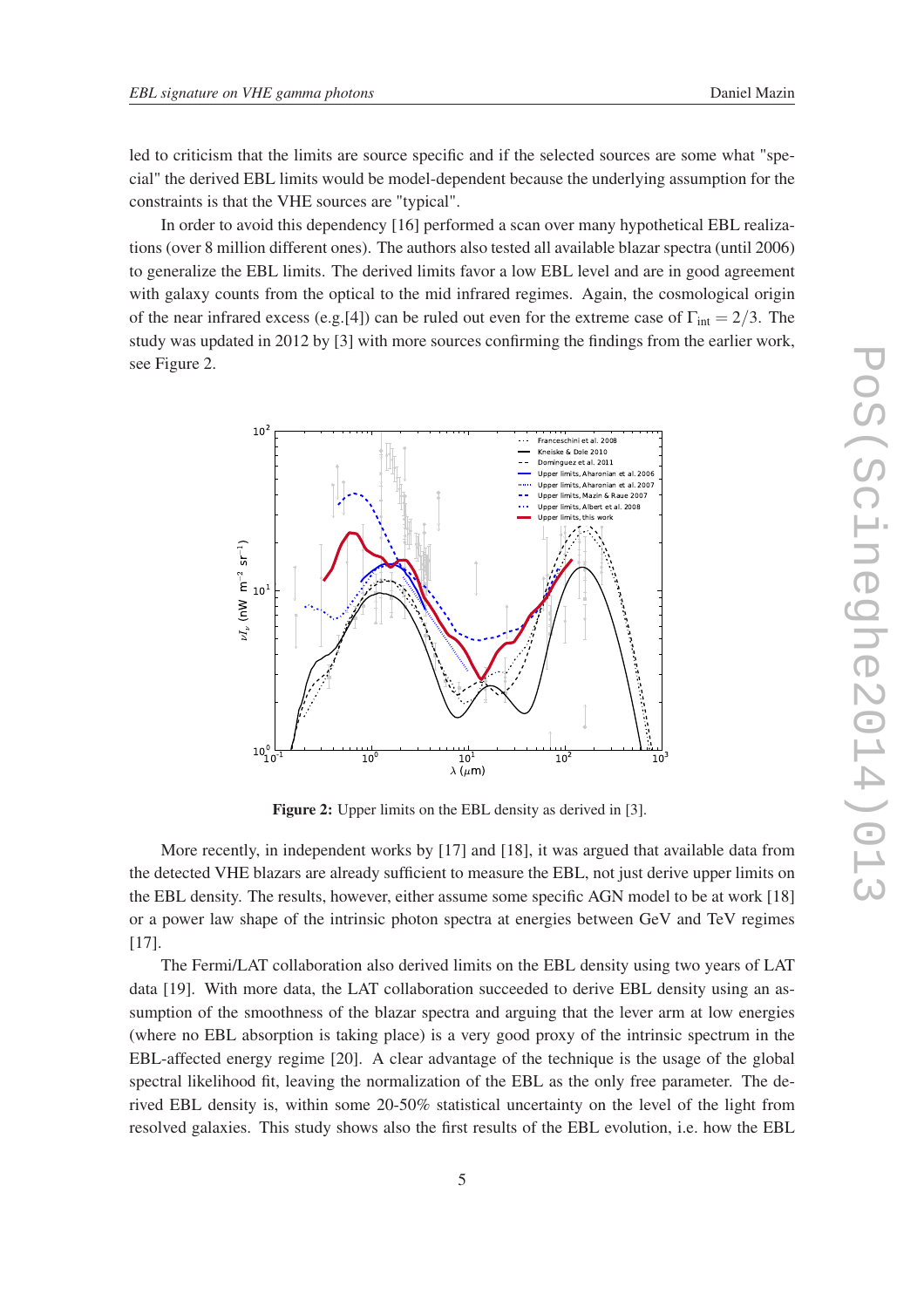led to criticism that the limits are source specific and if the selected sources are some what "special" the derived EBL limits would be model-dependent because the underlying assumption for the constraints is that the VHE sources are "typical".

In order to avoid this dependency [16] performed a scan over many hypothetical EBL realizations (over 8 million different ones). The authors also tested all available blazar spectra (until 2006) to generalize the EBL limits. The derived limits favor a low EBL level and are in good agreement with galaxy counts from the optical to the mid infrared regimes. Again, the cosmological origin of the near infrared excess (e.g.[4]) can be ruled out even for the extreme case of $\Gamma_{\rm int} = 2/3$. The study was updated in 2012 by [3] with more sources confirming the findings from the earlier work, see Figure 2.

**Figure 2:** Upper limits on the EBL density as derived in [3].

More recently, in independent works by [17] and [18], it was argued that available data from the detected VHE blazars are already sufficient to measure the EBL, not just derive upper limits on the EBL density. The results, however, either assume some specific AGN model to be at work [18] or a power law shape of the intrinsic photon spectra at energies between GeV and TeV regimes [17].

The Fermi/LAT collaboration also derived limits on the EBL density using two years of LAT data [19]. With more data, the LAT collaboration succeeded to derive EBL density using an assumption of the smoothness of the blazar spectra and arguing that the lever arm at low energies (where no EBL absorption is taking place) is a very good proxy of the intrinsic spectrum in the EBL-affected energy regime [20]. A clear advantage of the technique is the usage of the global spectral likelihood fit, leaving the normalization of the EBL as the only free parameter. The derived EBL density is, within some 20-50% statistical uncertainty on the level of the light from resolved galaxies. This study shows also the first results of the EBL evolution, i.e. how the EBL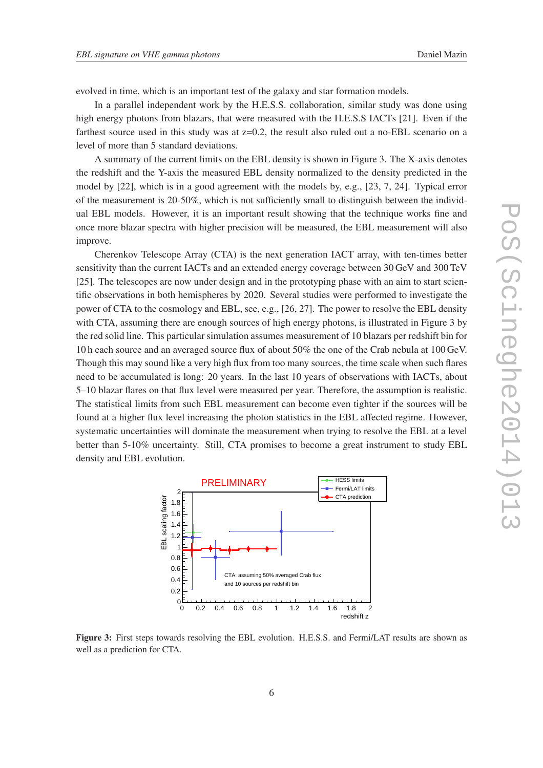evolved in time, which is an important test of the galaxy and star formation models.

In a parallel independent work by the H.E.S.S. collaboration, similar study was done using high energy photons from blazars, that were measured with the H.E.S.S IACTs [21]. Even if the farthest source used in this study was at z=0.2, the result also ruled out a no-EBL scenario on a level of more than 5 standard deviations.

A summary of the current limits on the EBL density is shown in Figure 3. The X-axis denotes the redshift and the Y-axis the measured EBL density normalized to the density predicted in the model by [22], which is in a good agreement with the models by, e.g., [23, 7, 24]. Typical error of the measurement is 20-50%, which is not sufficiently small to distinguish between the individual EBL models. However, it is an important result showing that the technique works fine and once more blazar spectra with higher precision will be measured, the EBL measurement will also improve.

Cherenkov Telescope Array (CTA) is the next generation IACT array, with ten-times better sensitivity than the current IACTs and an extended energy coverage between 30 GeV and 300 TeV [25]. The telescopes are now under design and in the prototyping phase with an aim to start scientific observations in both hemispheres by 2020. Several studies were performed to investigate the power of CTA to the cosmology and EBL, see, e.g., [26, 27]. The power to resolve the EBL density with CTA, assuming there are enough sources of high energy photons, is illustrated in Figure 3 by the red solid line. This particular simulation assumes measurement of 10 blazars per redshift bin for 10 h each source and an averaged source flux of about 50% the one of the Crab nebula at 100 GeV. Though this may sound like a very high flux from too many sources, the time scale when such flares need to be accumulated is long: 20 years. In the last 10 years of observations with IACTs, about 5–10 blazar flares on that flux level were measured per year. Therefore, the assumption is realistic. The statistical limits from such EBL measurement can become even tighter if the sources will be found at a higher flux level increasing the photon statistics in the EBL affected regime. However, systematic uncertainties will dominate the measurement when trying to resolve the EBL at a level better than 5-10% uncertainty. Still, CTA promises to become a great instrument to study EBL density and EBL evolution.

**Figure 3:** First steps towards resolving the EBL evolution. H.E.S.S. and Fermi/LAT results are shown as well as a prediction for CTA.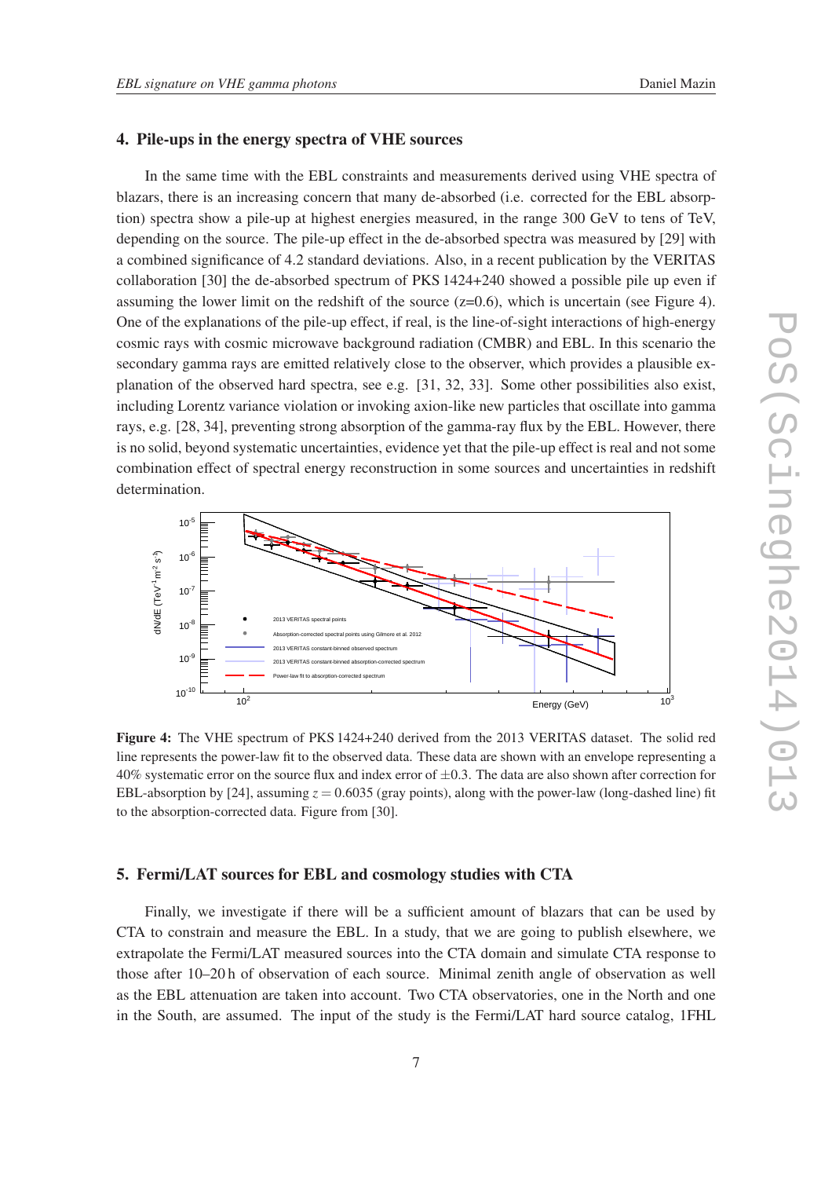## 4. Pile-ups in the energy spectra of VHE sources

In the same time with the EBL constraints and measurements derived using VHE spectra of blazars, there is an increasing concern that many de-absorbed (i.e. corrected for the EBL absorption) spectra show a pile-up at highest energies measured, in the range 300 GeV to tens of TeV, depending on the source. The pile-up effect in the de-absorbed spectra was measured by [29] with a combined significance of 4.2 standard deviations. Also, in a recent publication by the VERITAS collaboration [30] the de-absorbed spectrum of PKS 1424+240 showed a possible pile up even if assuming the lower limit on the redshift of the source (z=0.6), which is uncertain (see Figure 4). One of the explanations of the pile-up effect, if real, is the line-of-sight interactions of high-energy cosmic rays with cosmic microwave background radiation (CMBR) and EBL. In this scenario the secondary gamma rays are emitted relatively close to the observer, which provides a plausible explanation of the observed hard spectra, see e.g. [31, 32, 33]. Some other possibilities also exist, including Lorentz variance violation or invoking axion-like new particles that oscillate into gamma rays, e.g. [28, 34], preventing strong absorption of the gamma-ray flux by the EBL. However, there is no solid, beyond systematic uncertainties, evidence yet that the pile-up effect is real and not some combination effect of spectral energy reconstruction in some sources and uncertainties in redshift determination.

**Figure 4:** The VHE spectrum of PKS 1424+240 derived from the 2013 VERITAS dataset. The solid red line represents the power-law fit to the observed data. These data are shown with an envelope representing a 40% systematic error on the source flux and index error of $\pm 0.3$. The data are also shown after correction for EBL-absorption by [24], assuming $z = 0.6035$ (gray points), along with the power-law (long-dashed line) fit to the absorption-corrected data. Figure from [30].

## 5. Fermi/LAT sources for EBL and cosmology studies with CTA

Finally, we investigate if there will be a sufficient amount of blazars that can be used by CTA to constrain and measure the EBL. In a study, that we are going to publish elsewhere, we extrapolate the Fermi/LAT measured sources into the CTA domain and simulate CTA response to those after 10–20 h of observation of each source. Minimal zenith angle of observation as well as the EBL attenuation are taken into account. Two CTA observatories, one in the North and one in the South, are assumed. The input of the study is the Fermi/LAT hard source catalog, 1FHL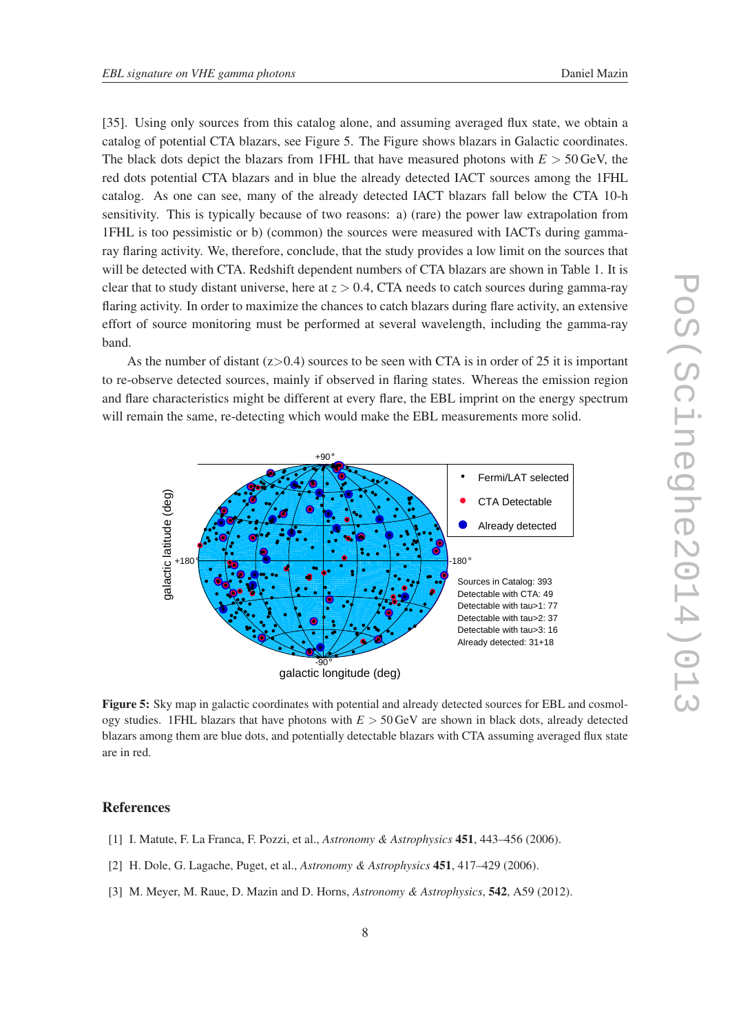[35]. Using only sources from this catalog alone, and assuming averaged flux state, we obtain a catalog of potential CTA blazars, see Figure 5. The Figure shows blazars in Galactic coordinates. The black dots depict the blazars from 1FHL that have measured photons with $E > 50\,\mathrm{GeV}$, the red dots potential CTA blazars and in blue the already detected IACT sources among the 1FHL catalog. As one can see, many of the already detected IACT blazars fall below the CTA 10-h sensitivity. This is typically because of two reasons: a) (rare) the power law extrapolation from 1FHL is too pessimistic or b) (common) the sources were measured with IACTs during gamma-ray flaring activity. We, therefore, conclude, that the study provides a low limit on the sources that will be detected with CTA. Redshift dependent numbers of CTA blazars are shown in Table 1. It is clear that to study distant universe, here at $z > 0.4$, CTA needs to catch sources during gamma-ray flaring activity. In order to maximize the chances to catch blazars during flare activity, an extensive effort of source monitoring must be performed at several wavelength, including the gamma-ray band.

As the number of distant (z>0.4) sources to be seen with CTA is in order of 25 it is important to re-observe detected sources, mainly if observed in flaring states. Whereas the emission region and flare characteristics might be different at every flare, the EBL imprint on the energy spectrum will remain the same, re-detecting which would make the EBL measurements more solid.

**Figure 5:** Sky map in galactic coordinates with potential and already detected sources for EBL and cosmology studies. 1FHL blazars that have photons with $E > 50\,\mathrm{GeV}$ are shown in black dots, already detected blazars among them are blue dots, and potentially detectable blazars with CTA assuming averaged flux state are in red.

## References

[1] I. Matute, F. La Franca, F. Pozzi, et al., *Astronomy & Astrophysics* **451**, 443–456 (2006).

[2] H. Dole, G. Lagache, Puget, et al., *Astronomy & Astrophysics* **451**, 417–429 (2006).

[3] M. Meyer, M. Raue, D. Mazin and D. Horns, *Astronomy & Astrophysics*, **542**, A59 (2012).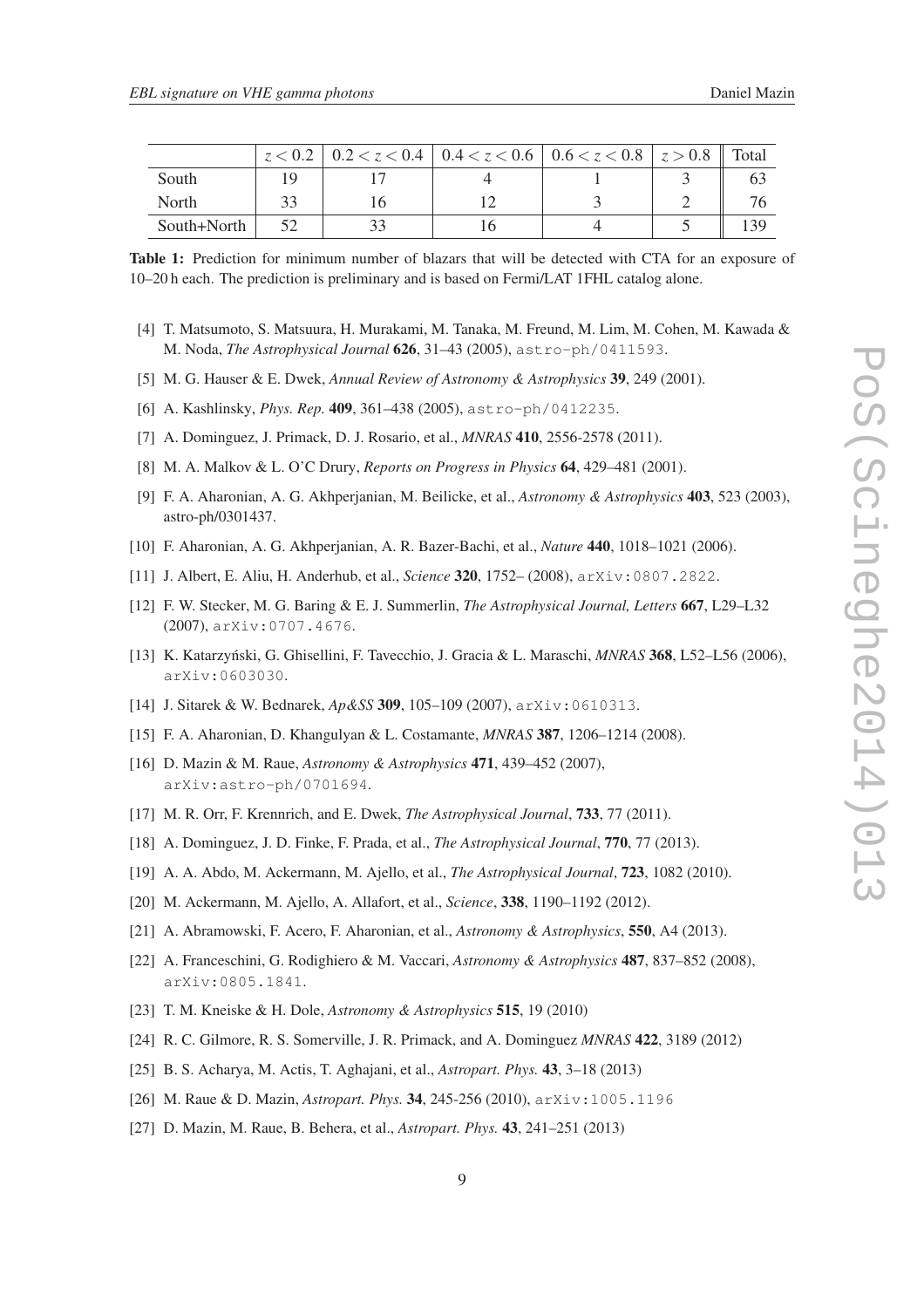|  | $z < 0.2$ | $0.2 < z < 0.4$ | $0.4 < z < 0.6$ | $0.6 < z < 0.8$ | $z > 0.8$ | Total |
|---|---|---|---|---|---|---|
| South | 19 | 17 | 4 | 1 | 3 | 63 |
| North | 33 | 16 | 12 | 3 | 2 | 76 |
| South+North | 52 | 33 | 16 | 4 | 5 | 139 |

**Table 1:** Prediction for minimum number of blazars that will be detected with CTA for an exposure of 10–20 h each. The prediction is preliminary and is based on Fermi/LAT 1FHL catalog alone.

[4] T. Matsumoto, S. Matsuura, H. Murakami, M. Tanaka, M. Freund, M. Lim, M. Cohen, M. Kawada & M. Noda, *The Astrophysical Journal* **626**, 31–43 (2005), astro-ph/0411593.

[5] M. G. Hauser & E. Dwek, *Annual Review of Astronomy & Astrophysics* **39**, 249 (2001).

[6] A. Kashlinsky, *Phys. Rep.* **409**, 361–438 (2005), astro-ph/0412235.

[7] A. Dominguez, J. Primack, D. J. Rosario, et al., *MNRAS* **410**, 2556-2578 (2011).

[8] M. A. Malkov & L. O'C Drury, *Reports on Progress in Physics* **64**, 429–481 (2001).

[9] F. A. Aharonian, A. G. Akhperjanian, M. Beilicke, et al., *Astronomy & Astrophysics* **403**, 523 (2003), astro-ph/0301437.

[10] F. Aharonian, A. G. Akhperjanian, A. R. Bazer-Bachi, et al., *Nature* **440**, 1018–1021 (2006).

[11] J. Albert, E. Aliu, H. Anderhub, et al., *Science* **320**, 1752– (2008), arXiv:0807.2822.

[12] F. W. Stecker, M. G. Baring & E. J. Summerlin, *The Astrophysical Journal, Letters* **667**, L29–L32 (2007), arXiv:0707.4676.

[13] K. Katarzyński, G. Ghisellini, F. Tavecchio, J. Gracia & L. Maraschi, *MNRAS* **368**, L52–L56 (2006), arXiv:0603030.

[14] J. Sitarek & W. Bednarek, *Ap&SS* **309**, 105–109 (2007), arXiv:0610313.

[15] F. A. Aharonian, D. Khangulyan & L. Costamante, *MNRAS* **387**, 1206–1214 (2008).

[16] D. Mazin & M. Raue, *Astronomy & Astrophysics* **471**, 439–452 (2007), arXiv:astro-ph/0701694.

[17] M. R. Orr, F. Krennrich, and E. Dwek, *The Astrophysical Journal*, **733**, 77 (2011).

[18] A. Dominguez, J. D. Finke, F. Prada, et al., *The Astrophysical Journal*, **770**, 77 (2013).

[19] A. A. Abdo, M. Ackermann, M. Ajello, et al., *The Astrophysical Journal*, **723**, 1082 (2010).

[20] M. Ackermann, M. Ajello, A. Allafort, et al., *Science*, **338**, 1190–1192 (2012).

[21] A. Abramowski, F. Acero, F. Aharonian, et al., *Astronomy & Astrophysics*, **550**, A4 (2013).

[22] A. Franceschini, G. Rodighiero & M. Vaccari, *Astronomy & Astrophysics* **487**, 837–852 (2008), arXiv:0805.1841.

[23] T. M. Kneiske & H. Dole, *Astronomy & Astrophysics* **515**, 19 (2010)

[24] R. C. Gilmore, R. S. Somerville, J. R. Primack, and A. Dominguez *MNRAS* **422**, 3189 (2012)

[25] B. S. Acharya, M. Actis, T. Aghajani, et al., *Astropart. Phys.* **43**, 3–18 (2013)

[26] M. Raue & D. Mazin, *Astropart. Phys.* **34**, 245-256 (2010), arXiv:1005.1196

[27] D. Mazin, M. Raue, B. Behera, et al., *Astropart. Phys.* **43**, 241–251 (2013)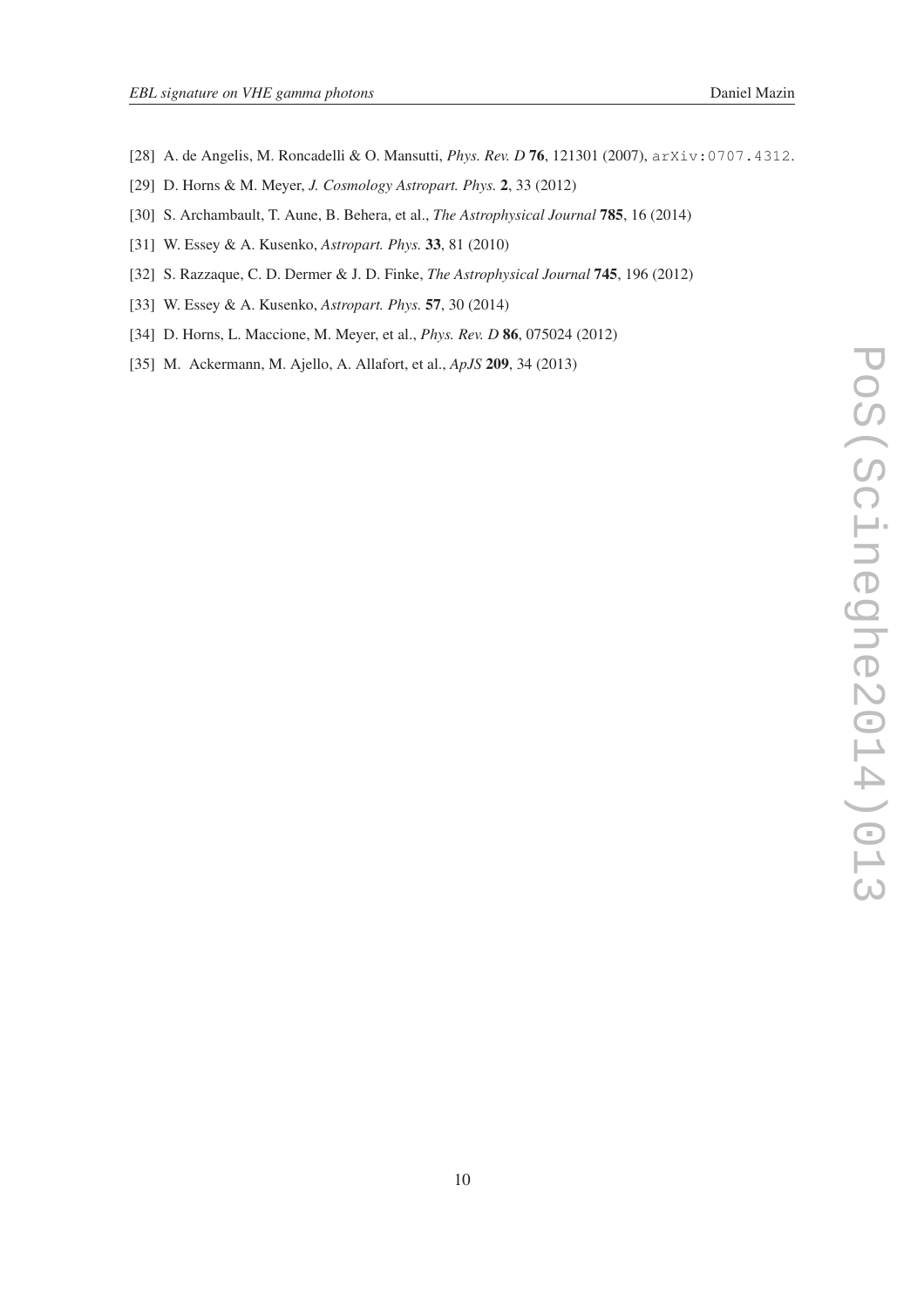[28] A. de Angelis, M. Roncadelli & O. Mansutti, *Phys. Rev. D* **76**, 121301 (2007), arXiv:0707.4312.

[29] D. Horns & M. Meyer, *J. Cosmology Astropart. Phys.* **2**, 33 (2012)

[30] S. Archambault, T. Aune, B. Behera, et al., *The Astrophysical Journal* **785**, 16 (2014)

[31] W. Essey & A. Kusenko, *Astropart. Phys.* **33**, 81 (2010)

[32] S. Razzaque, C. D. Dermer & J. D. Finke, *The Astrophysical Journal* **745**, 196 (2012)

[33] W. Essey & A. Kusenko, *Astropart. Phys.* **57**, 30 (2014)

[34] D. Horns, L. Maccione, M. Meyer, et al., *Phys. Rev. D* **86**, 075024 (2012)

[35] M. Ackermann, M. Ajello, A. Allafort, et al., *ApJS* **209**, 34 (2013)